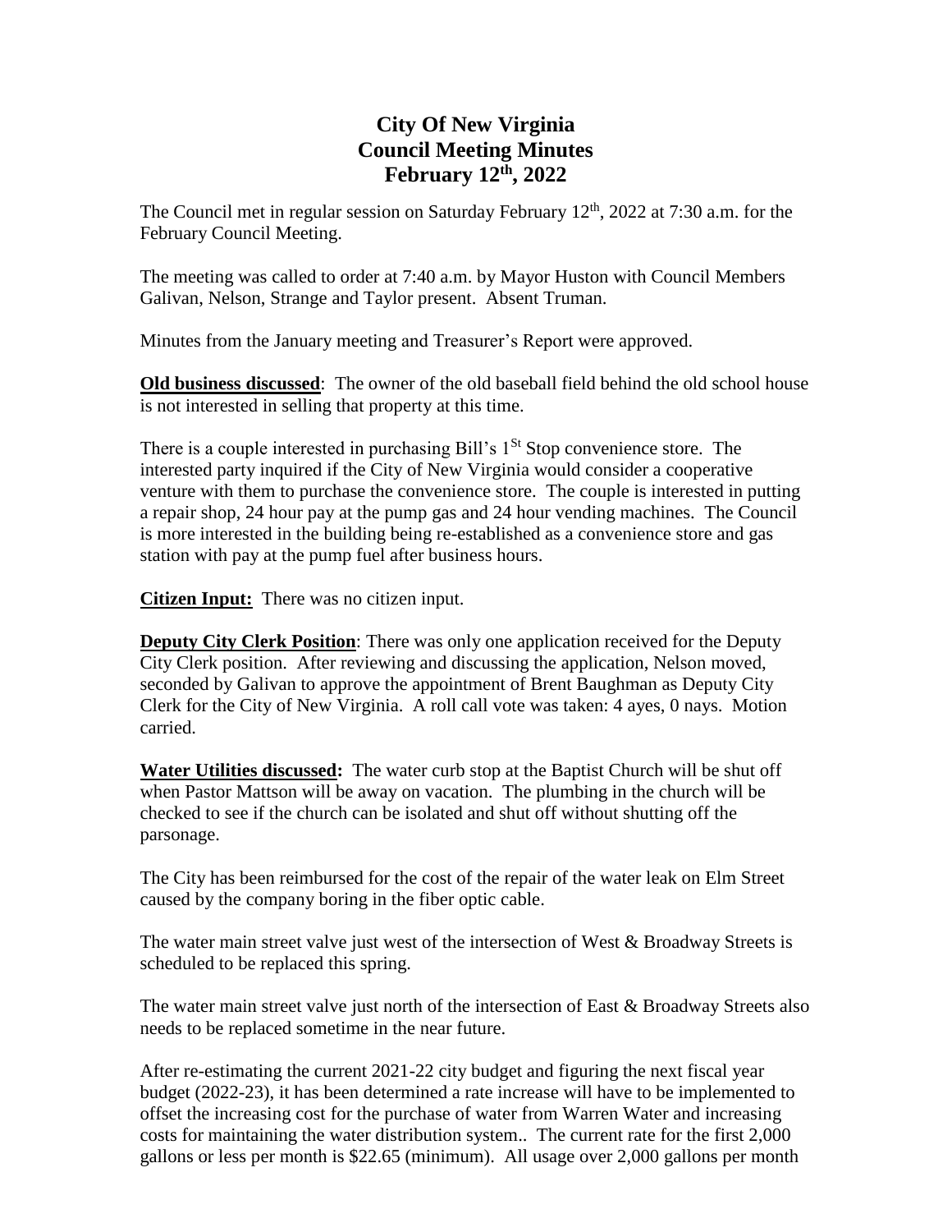# City Of New Virginia
# Council Meeting Minutes
# February 12th, 2022

The Council met in regular session on Saturday February 12th, 2022 at 7:30 a.m. for the February Council Meeting.

The meeting was called to order at 7:40 a.m. by Mayor Huston with Council Members Galivan, Nelson, Strange and Taylor present. Absent Truman.

Minutes from the January meeting and Treasurer's Report were approved.

**Old business discussed**: The owner of the old baseball field behind the old school house is not interested in selling that property at this time.

There is a couple interested in purchasing Bill's 1St Stop convenience store. The interested party inquired if the City of New Virginia would consider a cooperative venture with them to purchase the convenience store. The couple is interested in putting a repair shop, 24 hour pay at the pump gas and 24 hour vending machines. The Council is more interested in the building being re-established as a convenience store and gas station with pay at the pump fuel after business hours.

**Citizen Input:** There was no citizen input.

**Deputy City Clerk Position**: There was only one application received for the Deputy City Clerk position. After reviewing and discussing the application, Nelson moved, seconded by Galivan to approve the appointment of Brent Baughman as Deputy City Clerk for the City of New Virginia. A roll call vote was taken: 4 ayes, 0 nays. Motion carried.

**Water Utilities discussed:** The water curb stop at the Baptist Church will be shut off when Pastor Mattson will be away on vacation. The plumbing in the church will be checked to see if the church can be isolated and shut off without shutting off the parsonage.

The City has been reimbursed for the cost of the repair of the water leak on Elm Street caused by the company boring in the fiber optic cable.

The water main street valve just west of the intersection of West & Broadway Streets is scheduled to be replaced this spring.

The water main street valve just north of the intersection of East & Broadway Streets also needs to be replaced sometime in the near future.

After re-estimating the current 2021-22 city budget and figuring the next fiscal year budget (2022-23), it has been determined a rate increase will have to be implemented to offset the increasing cost for the purchase of water from Warren Water and increasing costs for maintaining the water distribution system.. The current rate for the first 2,000 gallons or less per month is $22.65 (minimum). All usage over 2,000 gallons per month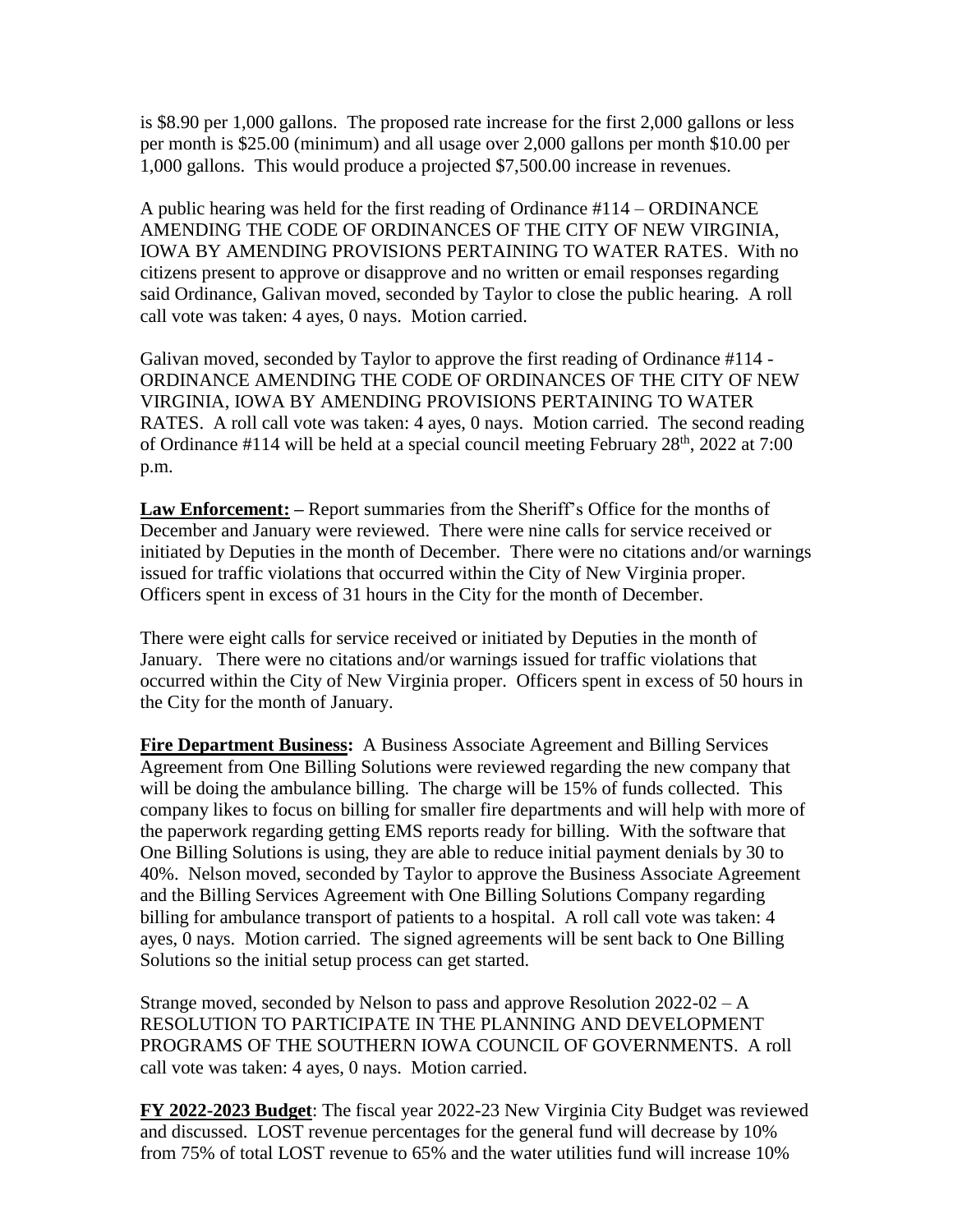is $8.90 per 1,000 gallons. The proposed rate increase for the first 2,000 gallons or less per month is $25.00 (minimum) and all usage over 2,000 gallons per month $10.00 per 1,000 gallons. This would produce a projected $7,500.00 increase in revenues.

A public hearing was held for the first reading of Ordinance #114 – ORDINANCE AMENDING THE CODE OF ORDINANCES OF THE CITY OF NEW VIRGINIA, IOWA BY AMENDING PROVISIONS PERTAINING TO WATER RATES. With no citizens present to approve or disapprove and no written or email responses regarding said Ordinance, Galivan moved, seconded by Taylor to close the public hearing. A roll call vote was taken: 4 ayes, 0 nays. Motion carried.

Galivan moved, seconded by Taylor to approve the first reading of Ordinance #114 - ORDINANCE AMENDING THE CODE OF ORDINANCES OF THE CITY OF NEW VIRGINIA, IOWA BY AMENDING PROVISIONS PERTAINING TO WATER RATES. A roll call vote was taken: 4 ayes, 0 nays. Motion carried. The second reading of Ordinance #114 will be held at a special council meeting February 28th, 2022 at 7:00 p.m.

**Law Enforcement: –** Report summaries from the Sheriff's Office for the months of December and January were reviewed. There were nine calls for service received or initiated by Deputies in the month of December. There were no citations and/or warnings issued for traffic violations that occurred within the City of New Virginia proper. Officers spent in excess of 31 hours in the City for the month of December.

There were eight calls for service received or initiated by Deputies in the month of January. There were no citations and/or warnings issued for traffic violations that occurred within the City of New Virginia proper. Officers spent in excess of 50 hours in the City for the month of January.

**Fire Department Business:** A Business Associate Agreement and Billing Services Agreement from One Billing Solutions were reviewed regarding the new company that will be doing the ambulance billing. The charge will be 15% of funds collected. This company likes to focus on billing for smaller fire departments and will help with more of the paperwork regarding getting EMS reports ready for billing. With the software that One Billing Solutions is using, they are able to reduce initial payment denials by 30 to 40%. Nelson moved, seconded by Taylor to approve the Business Associate Agreement and the Billing Services Agreement with One Billing Solutions Company regarding billing for ambulance transport of patients to a hospital. A roll call vote was taken: 4 ayes, 0 nays. Motion carried. The signed agreements will be sent back to One Billing Solutions so the initial setup process can get started.

Strange moved, seconded by Nelson to pass and approve Resolution 2022-02 – A RESOLUTION TO PARTICIPATE IN THE PLANNING AND DEVELOPMENT PROGRAMS OF THE SOUTHERN IOWA COUNCIL OF GOVERNMENTS. A roll call vote was taken: 4 ayes, 0 nays. Motion carried.

**FY 2022-2023 Budget**: The fiscal year 2022-23 New Virginia City Budget was reviewed and discussed. LOST revenue percentages for the general fund will decrease by 10% from 75% of total LOST revenue to 65% and the water utilities fund will increase 10%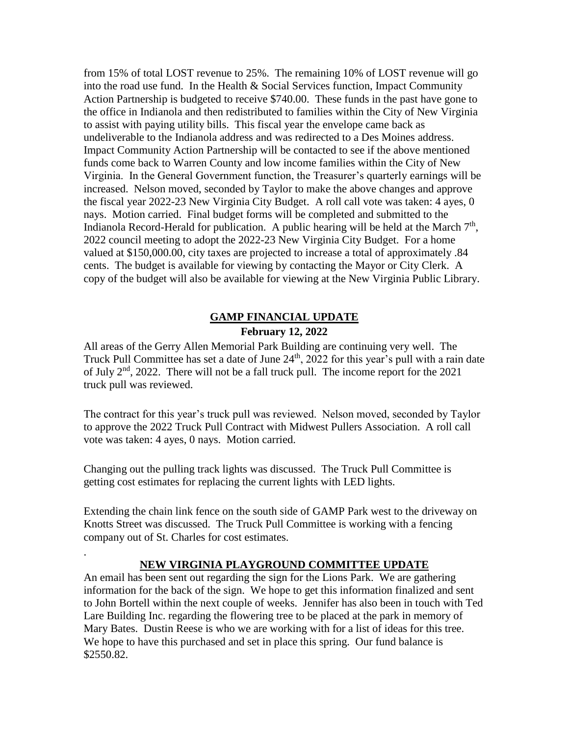from 15% of total LOST revenue to 25%. The remaining 10% of LOST revenue will go into the road use fund. In the Health & Social Services function, Impact Community Action Partnership is budgeted to receive \$740.00. These funds in the past have gone to the office in Indianola and then redistributed to families within the City of New Virginia to assist with paying utility bills. This fiscal year the envelope came back as undeliverable to the Indianola address and was redirected to a Des Moines address. Impact Community Action Partnership will be contacted to see if the above mentioned funds come back to Warren County and low income families within the City of New Virginia. In the General Government function, the Treasurer's quarterly earnings will be increased. Nelson moved, seconded by Taylor to make the above changes and approve the fiscal year 2022-23 New Virginia City Budget. A roll call vote was taken: 4 ayes, 0 nays. Motion carried. Final budget forms will be completed and submitted to the Indianola Record-Herald for publication. A public hearing will be held at the March 7th, 2022 council meeting to adopt the 2022-23 New Virginia City Budget. For a home valued at \$150,000.00, city taxes are projected to increase a total of approximately .84 cents. The budget is available for viewing by contacting the Mayor or City Clerk. A copy of the budget will also be available for viewing at the New Virginia Public Library.

## GAMP FINANCIAL UPDATE

**February 12, 2022**

All areas of the Gerry Allen Memorial Park Building are continuing very well. The Truck Pull Committee has set a date of June 24th, 2022 for this year's pull with a rain date of July 2nd, 2022. There will not be a fall truck pull. The income report for the 2021 truck pull was reviewed.

The contract for this year's truck pull was reviewed. Nelson moved, seconded by Taylor to approve the 2022 Truck Pull Contract with Midwest Pullers Association. A roll call vote was taken: 4 ayes, 0 nays. Motion carried.

Changing out the pulling track lights was discussed. The Truck Pull Committee is getting cost estimates for replacing the current lights with LED lights.

Extending the chain link fence on the south side of GAMP Park west to the driveway on Knotts Street was discussed. The Truck Pull Committee is working with a fencing company out of St. Charles for cost estimates.

.

## NEW VIRGINIA PLAYGROUND COMMITTEE UPDATE

An email has been sent out regarding the sign for the Lions Park. We are gathering information for the back of the sign. We hope to get this information finalized and sent to John Bortell within the next couple of weeks. Jennifer has also been in touch with Ted Lare Building Inc. regarding the flowering tree to be placed at the park in memory of Mary Bates. Dustin Reese is who we are working with for a list of ideas for this tree. We hope to have this purchased and set in place this spring. Our fund balance is \$2550.82.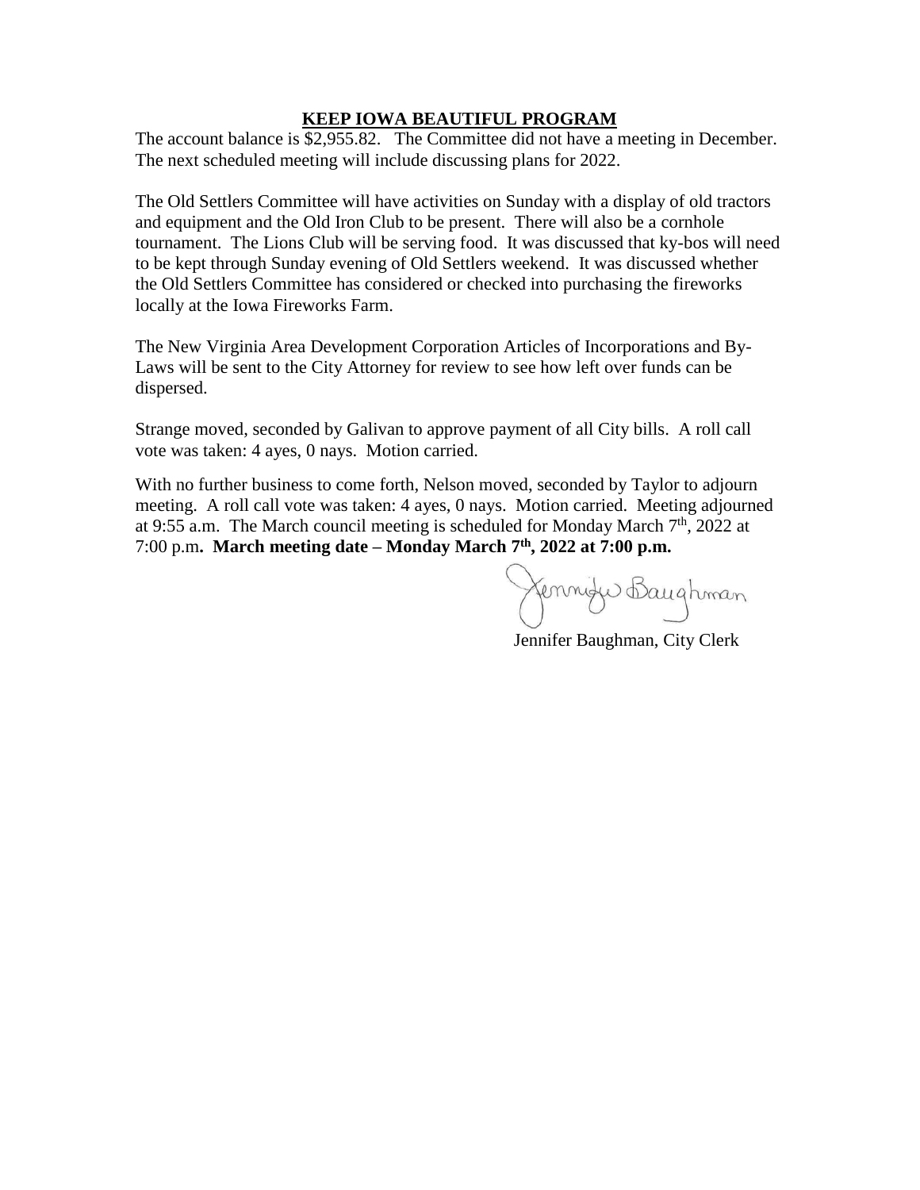## KEEP IOWA BEAUTIFUL PROGRAM

The account balance is $2,955.82. The Committee did not have a meeting in December. The next scheduled meeting will include discussing plans for 2022.

The Old Settlers Committee will have activities on Sunday with a display of old tractors and equipment and the Old Iron Club to be present. There will also be a cornhole tournament. The Lions Club will be serving food. It was discussed that ky-bos will need to be kept through Sunday evening of Old Settlers weekend. It was discussed whether the Old Settlers Committee has considered or checked into purchasing the fireworks locally at the Iowa Fireworks Farm.

The New Virginia Area Development Corporation Articles of Incorporations and By-Laws will be sent to the City Attorney for review to see how left over funds can be dispersed.

Strange moved, seconded by Galivan to approve payment of all City bills. A roll call vote was taken: 4 ayes, 0 nays. Motion carried.

With no further business to come forth, Nelson moved, seconded by Taylor to adjourn meeting. A roll call vote was taken: 4 ayes, 0 nays. Motion carried. Meeting adjourned at 9:55 a.m. The March council meeting is scheduled for Monday March 7th, 2022 at 7:00 p.m**. March meeting date – Monday March 7th, 2022 at 7:00 p.m.**

Jennifer Baughman

Jennifer Baughman, City Clerk